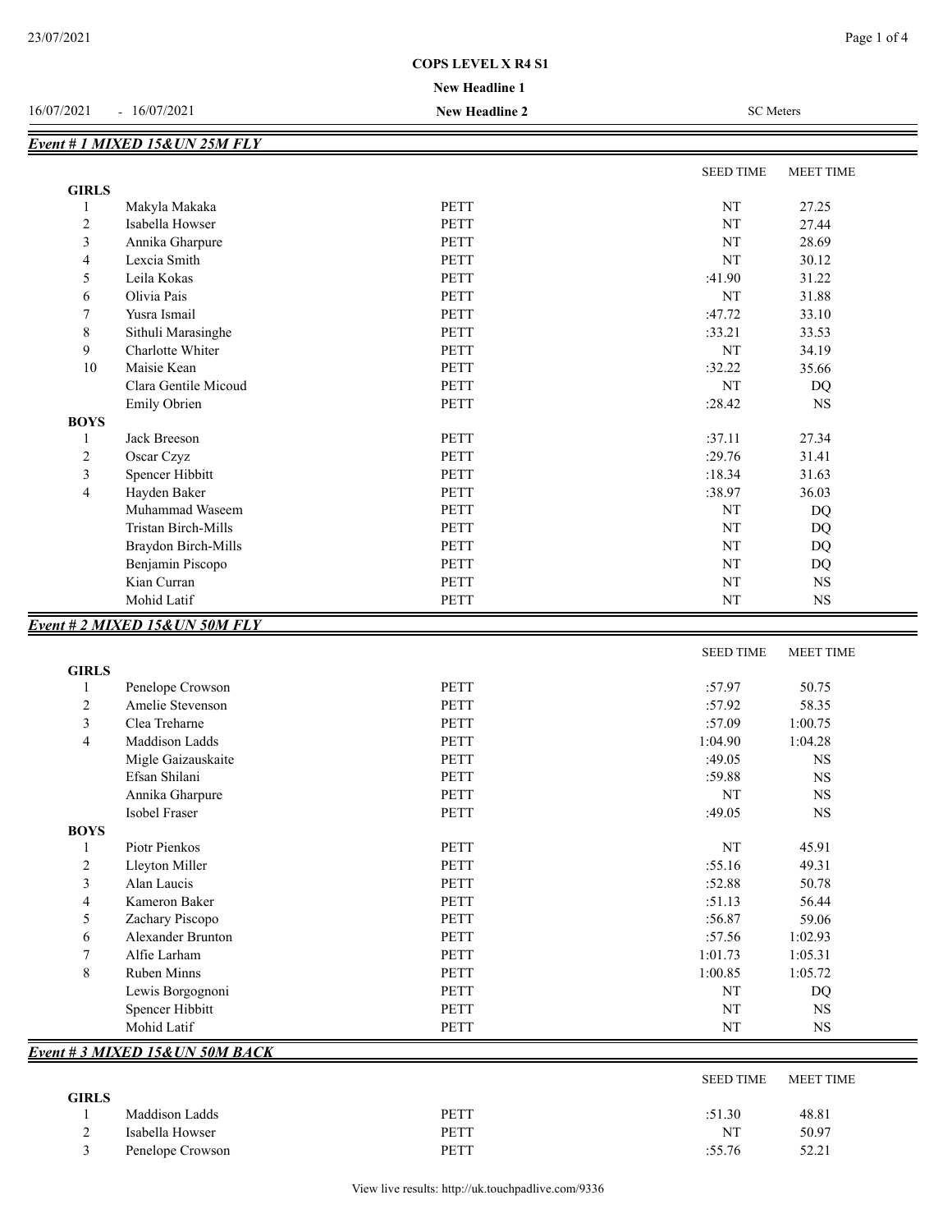# COPS LEVEL X R4 S1

**New Headline 1**

16/07/2021 - 16/07/2021 **New Headline 2** SC Meters

## Event # 1 MIXED 15&UN 25M FLY

| | | | SEED TIME | MEET TIME |
|---|---|---|---|---|
| **GIRLS** | | | | |
| 1 | Makyla Makaka | PETT | NT | 27.25 |
| 2 | Isabella Howser | PETT | NT | 27.44 |
| 3 | Annika Gharpure | PETT | NT | 28.69 |
| 4 | Lexcia Smith | PETT | NT | 30.12 |
| 5 | Leila Kokas | PETT | :41.90 | 31.22 |
| 6 | Olivia Pais | PETT | NT | 31.88 |
| 7 | Yusra Ismail | PETT | :47.72 | 33.10 |
| 8 | Sithuli Marasinghe | PETT | :33.21 | 33.53 |
| 9 | Charlotte Whiter | PETT | NT | 34.19 |
| 10 | Maisie Kean | PETT | :32.22 | 35.66 |
| | Clara Gentile Micoud | PETT | NT | DQ |
| | Emily Obrien | PETT | :28.42 | NS |
| **BOYS** | | | | |
| 1 | Jack Breeson | PETT | :37.11 | 27.34 |
| 2 | Oscar Czyz | PETT | :29.76 | 31.41 |
| 3 | Spencer Hibbitt | PETT | :18.34 | 31.63 |
| 4 | Hayden Baker | PETT | :38.97 | 36.03 |
| | Muhammad Waseem | PETT | NT | DQ |
| | Tristan Birch-Mills | PETT | NT | DQ |
| | Braydon Birch-Mills | PETT | NT | DQ |
| | Benjamin Piscopo | PETT | NT | DQ |
| | Kian Curran | PETT | NT | NS |
| | Mohid Latif | PETT | NT | NS |

## Event # 2 MIXED 15&UN 50M FLY

| | | | SEED TIME | MEET TIME |
|---|---|---|---|---|
| **GIRLS** | | | | |
| 1 | Penelope Crowson | PETT | :57.97 | 50.75 |
| 2 | Amelie Stevenson | PETT | :57.92 | 58.35 |
| 3 | Clea Treharne | PETT | :57.09 | 1:00.75 |
| 4 | Maddison Ladds | PETT | 1:04.90 | 1:04.28 |
| | Migle Gaizauskaite | PETT | :49.05 | NS |
| | Efsan Shilani | PETT | :59.88 | NS |
| | Annika Gharpure | PETT | NT | NS |
| | Isobel Fraser | PETT | :49.05 | NS |
| **BOYS** | | | | |
| 1 | Piotr Pienkos | PETT | NT | 45.91 |
| 2 | Lleyton Miller | PETT | :55.16 | 49.31 |
| 3 | Alan Laucis | PETT | :52.88 | 50.78 |
| 4 | Kameron Baker | PETT | :51.13 | 56.44 |
| 5 | Zachary Piscopo | PETT | :56.87 | 59.06 |
| 6 | Alexander Brunton | PETT | :57.56 | 1:02.93 |
| 7 | Alfie Larham | PETT | 1:01.73 | 1:05.31 |
| 8 | Ruben Minns | PETT | 1:00.85 | 1:05.72 |
| | Lewis Borgognoni | PETT | NT | DQ |
| | Spencer Hibbitt | PETT | NT | NS |
| | Mohid Latif | PETT | NT | NS |

## Event # 3 MIXED 15&UN 50M BACK

| | | | SEED TIME | MEET TIME |
|---|---|---|---|---|
| **GIRLS** | | | | |
| 1 | Maddison Ladds | PETT | :51.30 | 48.81 |
| 2 | Isabella Howser | PETT | NT | 50.97 |
| 3 | Penelope Crowson | PETT | :55.76 | 52.21 |

View live results: http://uk.touchpadlive.com/9336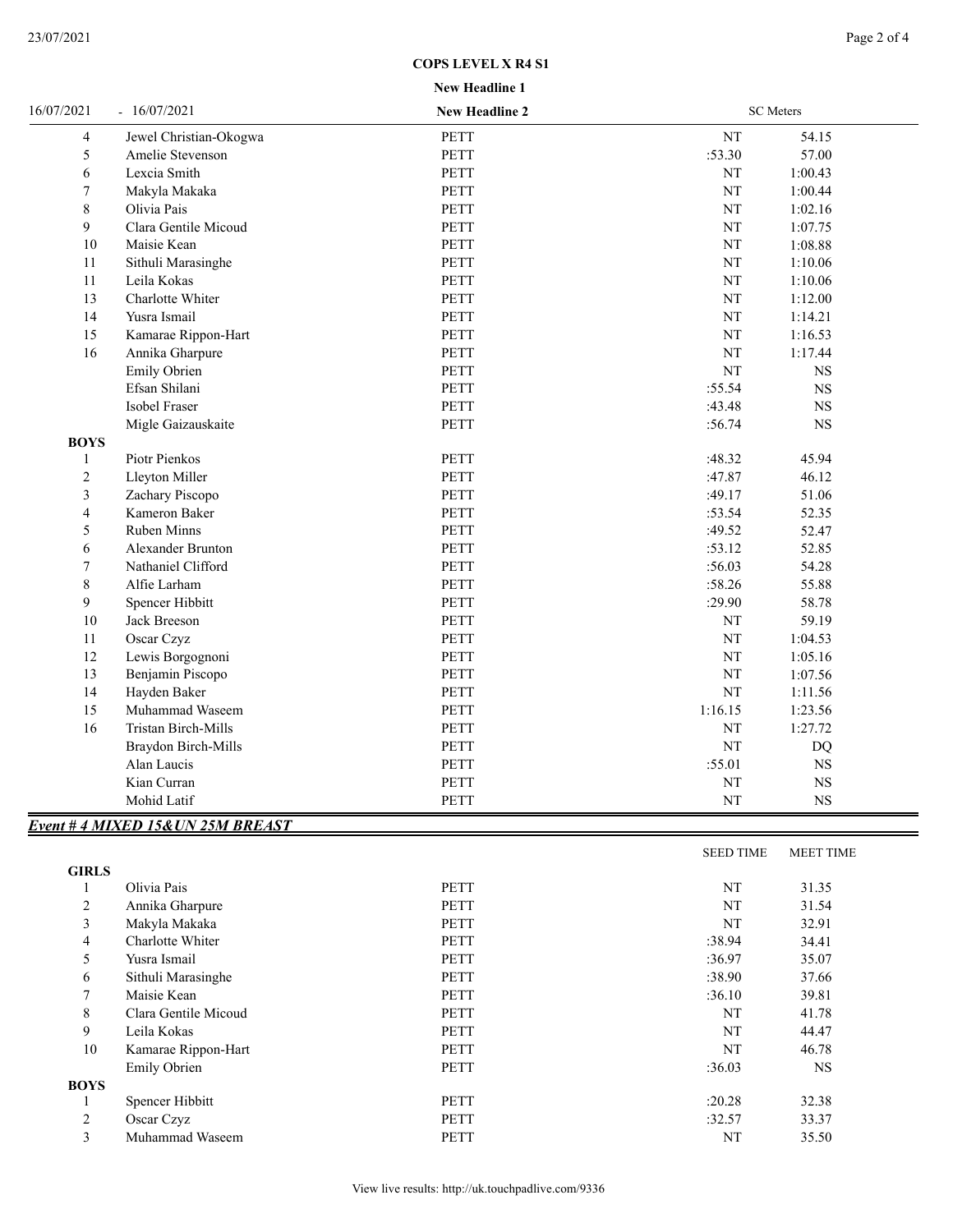**COPS LEVEL X R4 S1**

**New Headline 1**

16/07/2021 - 16/07/2021 **New Headline 2** SC Meters

| | | | | |
|---|---|---|---|---|
| 4 | Jewel Christian-Okogwa | PETT | NT | 54.15 |
| 5 | Amelie Stevenson | PETT | :53.30 | 57.00 |
| 6 | Lexcia Smith | PETT | NT | 1:00.43 |
| 7 | Makyla Makaka | PETT | NT | 1:00.44 |
| 8 | Olivia Pais | PETT | NT | 1:02.16 |
| 9 | Clara Gentile Micoud | PETT | NT | 1:07.75 |
| 10 | Maisie Kean | PETT | NT | 1:08.88 |
| 11 | Sithuli Marasinghe | PETT | NT | 1:10.06 |
| 11 | Leila Kokas | PETT | NT | 1:10.06 |
| 13 | Charlotte Whiter | PETT | NT | 1:12.00 |
| 14 | Yusra Ismail | PETT | NT | 1:14.21 |
| 15 | Kamarae Rippon-Hart | PETT | NT | 1:16.53 |
| 16 | Annika Gharpure | PETT | NT | 1:17.44 |
| | Emily Obrien | PETT | NT | NS |
| | Efsan Shilani | PETT | :55.54 | NS |
| | Isobel Fraser | PETT | :43.48 | NS |
| | Migle Gaizauskaite | PETT | :56.74 | NS |
| **BOYS** | | | | |
| 1 | Piotr Pienkos | PETT | :48.32 | 45.94 |
| 2 | Lleyton Miller | PETT | :47.87 | 46.12 |
| 3 | Zachary Piscopo | PETT | :49.17 | 51.06 |
| 4 | Kameron Baker | PETT | :53.54 | 52.35 |
| 5 | Ruben Minns | PETT | :49.52 | 52.47 |
| 6 | Alexander Brunton | PETT | :53.12 | 52.85 |
| 7 | Nathaniel Clifford | PETT | :56.03 | 54.28 |
| 8 | Alfie Larham | PETT | :58.26 | 55.88 |
| 9 | Spencer Hibbitt | PETT | :29.90 | 58.78 |
| 10 | Jack Breeson | PETT | NT | 59.19 |
| 11 | Oscar Czyz | PETT | NT | 1:04.53 |
| 12 | Lewis Borgognoni | PETT | NT | 1:05.16 |
| 13 | Benjamin Piscopo | PETT | NT | 1:07.56 |
| 14 | Hayden Baker | PETT | NT | 1:11.56 |
| 15 | Muhammad Waseem | PETT | 1:16.15 | 1:23.56 |
| 16 | Tristan Birch-Mills | PETT | NT | 1:27.72 |
| | Braydon Birch-Mills | PETT | NT | DQ |
| | Alan Laucis | PETT | :55.01 | NS |
| | Kian Curran | PETT | NT | NS |
| | Mohid Latif | PETT | NT | NS |

***Event # 4 MIXED 15&UN 25M BREAST***

| | | | SEED TIME | MEET TIME |
|---|---|---|---|---|
| **GIRLS** | | | | |
| 1 | Olivia Pais | PETT | NT | 31.35 |
| 2 | Annika Gharpure | PETT | NT | 31.54 |
| 3 | Makyla Makaka | PETT | NT | 32.91 |
| 4 | Charlotte Whiter | PETT | :38.94 | 34.41 |
| 5 | Yusra Ismail | PETT | :36.97 | 35.07 |
| 6 | Sithuli Marasinghe | PETT | :38.90 | 37.66 |
| 7 | Maisie Kean | PETT | :36.10 | 39.81 |
| 8 | Clara Gentile Micoud | PETT | NT | 41.78 |
| 9 | Leila Kokas | PETT | NT | 44.47 |
| 10 | Kamarae Rippon-Hart | PETT | NT | 46.78 |
| | Emily Obrien | PETT | :36.03 | NS |
| **BOYS** | | | | |
| 1 | Spencer Hibbitt | PETT | :20.28 | 32.38 |
| 2 | Oscar Czyz | PETT | :32.57 | 33.37 |
| 3 | Muhammad Waseem | PETT | NT | 35.50 |

View live results: http://uk.touchpadlive.com/9336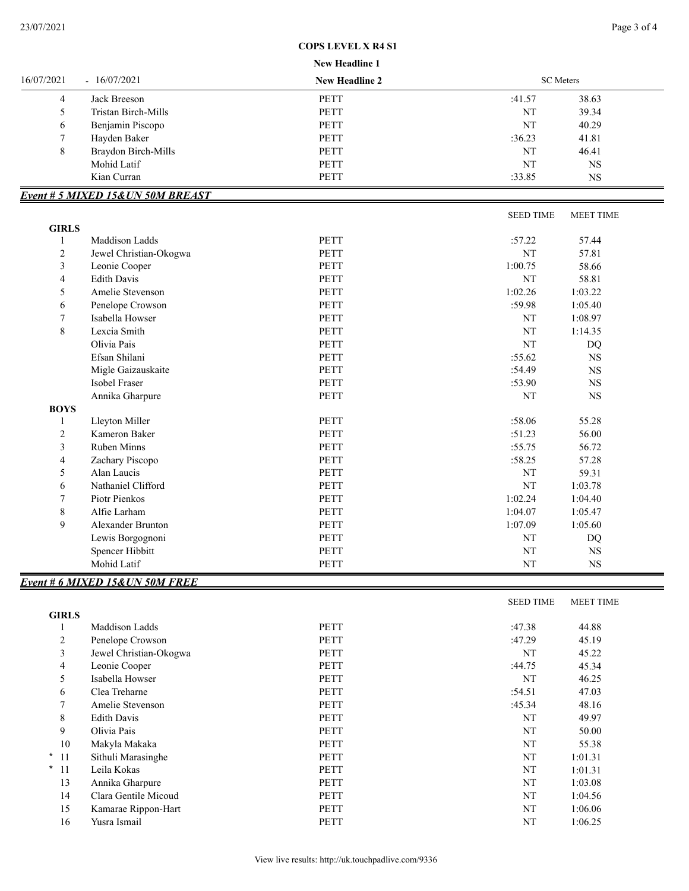COPS LEVEL X R4 S1

New Headline 1

16/07/2021 - 16/07/2021 New Headline 2 SC Meters

| | | | | |
|---|---|---|---|---|
| 4 | Jack Breeson | PETT | :41.57 | 38.63 |
| 5 | Tristan Birch-Mills | PETT | NT | 39.34 |
| 6 | Benjamin Piscopo | PETT | NT | 40.29 |
| 7 | Hayden Baker | PETT | :36.23 | 41.81 |
| 8 | Braydon Birch-Mills | PETT | NT | 46.41 |
| | Mohid Latif | PETT | NT | NS |
| | Kian Curran | PETT | :33.85 | NS |

## *Event # 5 MIXED 15&UN 50M BREAST*

| | | | SEED TIME | MEET TIME |
|---|---|---|---|---|
| **GIRLS** | | | | |
| 1 | Maddison Ladds | PETT | :57.22 | 57.44 |
| 2 | Jewel Christian-Okogwa | PETT | NT | 57.81 |
| 3 | Leonie Cooper | PETT | 1:00.75 | 58.66 |
| 4 | Edith Davis | PETT | NT | 58.81 |
| 5 | Amelie Stevenson | PETT | 1:02.26 | 1:03.22 |
| 6 | Penelope Crowson | PETT | :59.98 | 1:05.40 |
| 7 | Isabella Howser | PETT | NT | 1:08.97 |
| 8 | Lexcia Smith | PETT | NT | 1:14.35 |
| | Olivia Pais | PETT | NT | DQ |
| | Efsan Shilani | PETT | :55.62 | NS |
| | Migle Gaizauskaite | PETT | :54.49 | NS |
| | Isobel Fraser | PETT | :53.90 | NS |
| | Annika Gharpure | PETT | NT | NS |
| **BOYS** | | | | |
| 1 | Lleyton Miller | PETT | :58.06 | 55.28 |
| 2 | Kameron Baker | PETT | :51.23 | 56.00 |
| 3 | Ruben Minns | PETT | :55.75 | 56.72 |
| 4 | Zachary Piscopo | PETT | :58.25 | 57.28 |
| 5 | Alan Laucis | PETT | NT | 59.31 |
| 6 | Nathaniel Clifford | PETT | NT | 1:03.78 |
| 7 | Piotr Pienkos | PETT | 1:02.24 | 1:04.40 |
| 8 | Alfie Larham | PETT | 1:04.07 | 1:05.47 |
| 9 | Alexander Brunton | PETT | 1:07.09 | 1:05.60 |
| | Lewis Borgognoni | PETT | NT | DQ |
| | Spencer Hibbitt | PETT | NT | NS |
| | Mohid Latif | PETT | NT | NS |

## *Event # 6 MIXED 15&UN 50M FREE*

| | | | SEED TIME | MEET TIME |
|---|---|---|---|---|
| **GIRLS** | | | | |
| 1 | Maddison Ladds | PETT | :47.38 | 44.88 |
| 2 | Penelope Crowson | PETT | :47.29 | 45.19 |
| 3 | Jewel Christian-Okogwa | PETT | NT | 45.22 |
| 4 | Leonie Cooper | PETT | :44.75 | 45.34 |
| 5 | Isabella Howser | PETT | NT | 46.25 |
| 6 | Clea Treharne | PETT | :54.51 | 47.03 |
| 7 | Amelie Stevenson | PETT | :45.34 | 48.16 |
| 8 | Edith Davis | PETT | NT | 49.97 |
| 9 | Olivia Pais | PETT | NT | 50.00 |
| 10 | Makyla Makaka | PETT | NT | 55.38 |
| * 11 | Sithuli Marasinghe | PETT | NT | 1:01.31 |
| * 11 | Leila Kokas | PETT | NT | 1:01.31 |
| 13 | Annika Gharpure | PETT | NT | 1:03.08 |
| 14 | Clara Gentile Micoud | PETT | NT | 1:04.56 |
| 15 | Kamarae Rippon-Hart | PETT | NT | 1:06.06 |
| 16 | Yusra Ismail | PETT | NT | 1:06.25 |

View live results: http://uk.touchpadlive.com/9336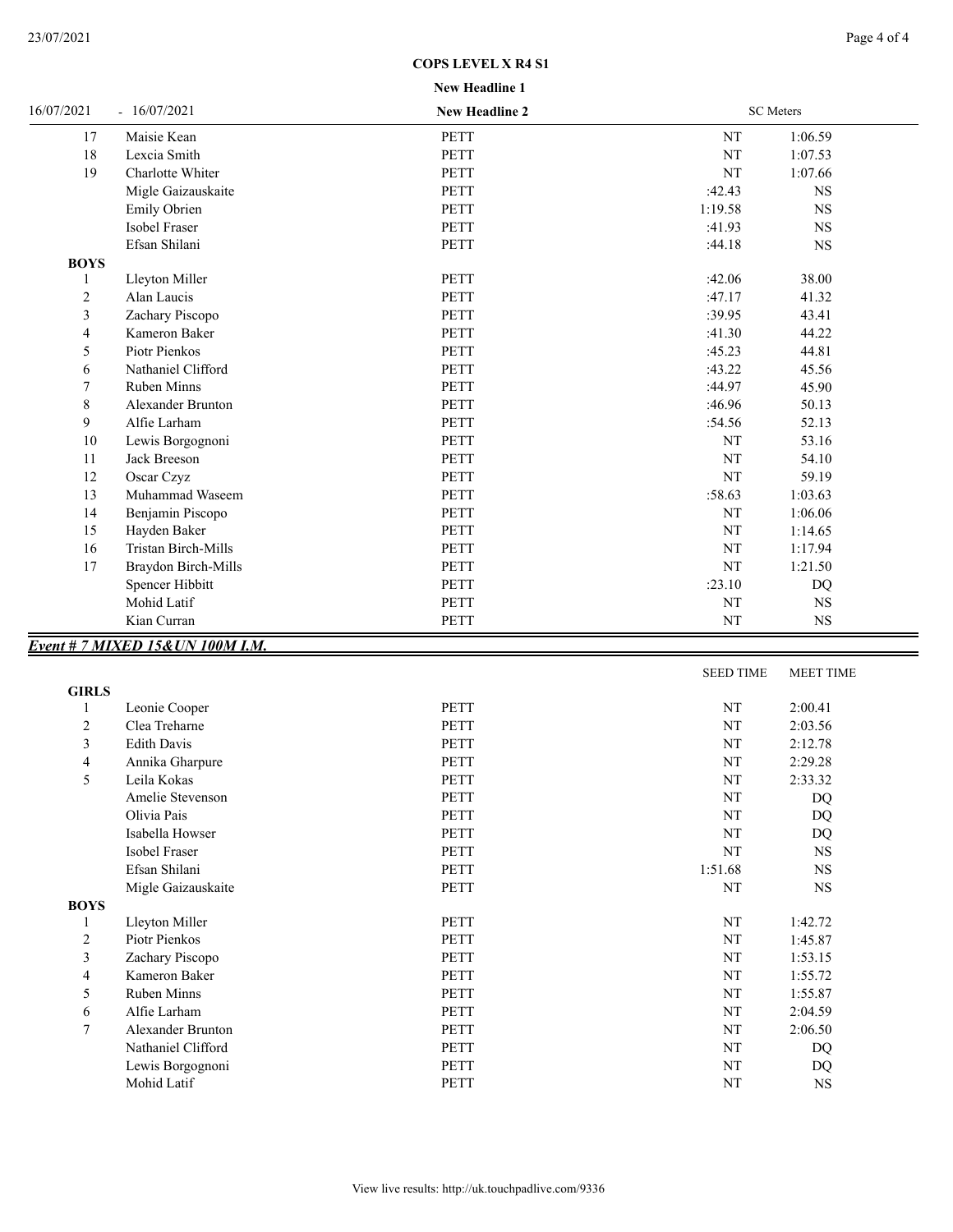**COPS LEVEL X R4 S1**

**New Headline 1**

16/07/2021 - 16/07/2021 **New Headline 2** SC Meters

| | | | | |
|---|---|---|---|---|
| 17 | Maisie Kean | PETT | NT | 1:06.59 |
| 18 | Lexcia Smith | PETT | NT | 1:07.53 |
| 19 | Charlotte Whiter | PETT | NT | 1:07.66 |
| | Migle Gaizauskaite | PETT | :42.43 | NS |
| | Emily Obrien | PETT | 1:19.58 | NS |
| | Isobel Fraser | PETT | :41.93 | NS |
| | Efsan Shilani | PETT | :44.18 | NS |
| **BOYS** | | | | |
| 1 | Lleyton Miller | PETT | :42.06 | 38.00 |
| 2 | Alan Laucis | PETT | :47.17 | 41.32 |
| 3 | Zachary Piscopo | PETT | :39.95 | 43.41 |
| 4 | Kameron Baker | PETT | :41.30 | 44.22 |
| 5 | Piotr Pienkos | PETT | :45.23 | 44.81 |
| 6 | Nathaniel Clifford | PETT | :43.22 | 45.56 |
| 7 | Ruben Minns | PETT | :44.97 | 45.90 |
| 8 | Alexander Brunton | PETT | :46.96 | 50.13 |
| 9 | Alfie Larham | PETT | :54.56 | 52.13 |
| 10 | Lewis Borgognoni | PETT | NT | 53.16 |
| 11 | Jack Breeson | PETT | NT | 54.10 |
| 12 | Oscar Czyz | PETT | NT | 59.19 |
| 13 | Muhammad Waseem | PETT | :58.63 | 1:03.63 |
| 14 | Benjamin Piscopo | PETT | NT | 1:06.06 |
| 15 | Hayden Baker | PETT | NT | 1:14.65 |
| 16 | Tristan Birch-Mills | PETT | NT | 1:17.94 |
| 17 | Braydon Birch-Mills | PETT | NT | 1:21.50 |
| | Spencer Hibbitt | PETT | :23.10 | DQ |
| | Mohid Latif | PETT | NT | NS |
| | Kian Curran | PETT | NT | NS |

## *Event # 7 MIXED 15&UN 100M I.M.*

| | | | SEED TIME | MEET TIME |
|---|---|---|---|---|
| **GIRLS** | | | | |
| 1 | Leonie Cooper | PETT | NT | 2:00.41 |
| 2 | Clea Treharne | PETT | NT | 2:03.56 |
| 3 | Edith Davis | PETT | NT | 2:12.78 |
| 4 | Annika Gharpure | PETT | NT | 2:29.28 |
| 5 | Leila Kokas | PETT | NT | 2:33.32 |
| | Amelie Stevenson | PETT | NT | DQ |
| | Olivia Pais | PETT | NT | DQ |
| | Isabella Howser | PETT | NT | DQ |
| | Isobel Fraser | PETT | NT | NS |
| | Efsan Shilani | PETT | 1:51.68 | NS |
| | Migle Gaizauskaite | PETT | NT | NS |
| **BOYS** | | | | |
| 1 | Lleyton Miller | PETT | NT | 1:42.72 |
| 2 | Piotr Pienkos | PETT | NT | 1:45.87 |
| 3 | Zachary Piscopo | PETT | NT | 1:53.15 |
| 4 | Kameron Baker | PETT | NT | 1:55.72 |
| 5 | Ruben Minns | PETT | NT | 1:55.87 |
| 6 | Alfie Larham | PETT | NT | 2:04.59 |
| 7 | Alexander Brunton | PETT | NT | 2:06.50 |
| | Nathaniel Clifford | PETT | NT | DQ |
| | Lewis Borgognoni | PETT | NT | DQ |
| | Mohid Latif | PETT | NT | NS |

View live results: http://uk.touchpadlive.com/9336